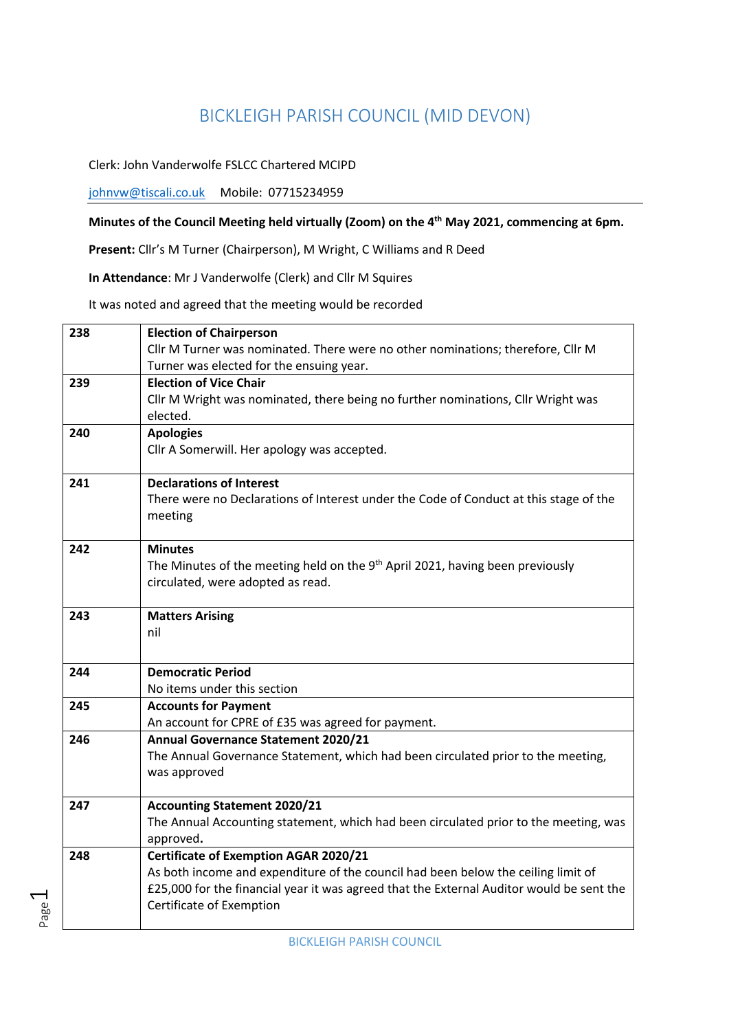# BICKLEIGH PARISH COUNCIL (MID DEVON)

Clerk: John Vanderwolfe FSLCC Chartered MCIPD

johnvw@tiscali.co.uk Mobile: 07715234959

**Minutes of the Council Meeting held virtually (Zoom) on the 4th May 2021, commencing at 6pm.**

**Present:** Cllr's M Turner (Chairperson), M Wright, C Williams and R Deed

**In Attendance**: Mr J Vanderwolfe (Clerk) and Cllr M Squires

It was noted and agreed that the meeting would be recorded

| | |
|---|---|
| 238 | **Election of Chairperson**<br>Cllr M Turner was nominated. There were no other nominations; therefore, Cllr M Turner was elected for the ensuing year. |
| 239 | **Election of Vice Chair**<br>Cllr M Wright was nominated, there being no further nominations, Cllr Wright was elected. |
| 240 | **Apologies**<br>Cllr A Somerwill. Her apology was accepted. |
| 241 | **Declarations of Interest**<br>There were no Declarations of Interest under the Code of Conduct at this stage of the meeting |
| 242 | **Minutes**<br>The Minutes of the meeting held on the 9th April 2021, having been previously circulated, were adopted as read. |
| 243 | **Matters Arising**<br>nil |
| 244 | **Democratic Period**<br>No items under this section |
| 245 | **Accounts for Payment**<br>An account for CPRE of £35 was agreed for payment. |
| 246 | **Annual Governance Statement 2020/21**<br>The Annual Governance Statement, which had been circulated prior to the meeting, was approved |
| 247 | **Accounting Statement 2020/21**<br>The Annual Accounting statement, which had been circulated prior to the meeting, was approved**.** |
| 248 | **Certificate of Exemption AGAR 2020/21**<br>As both income and expenditure of the council had been below the ceiling limit of £25,000 for the financial year it was agreed that the External Auditor would be sent the Certificate of Exemption |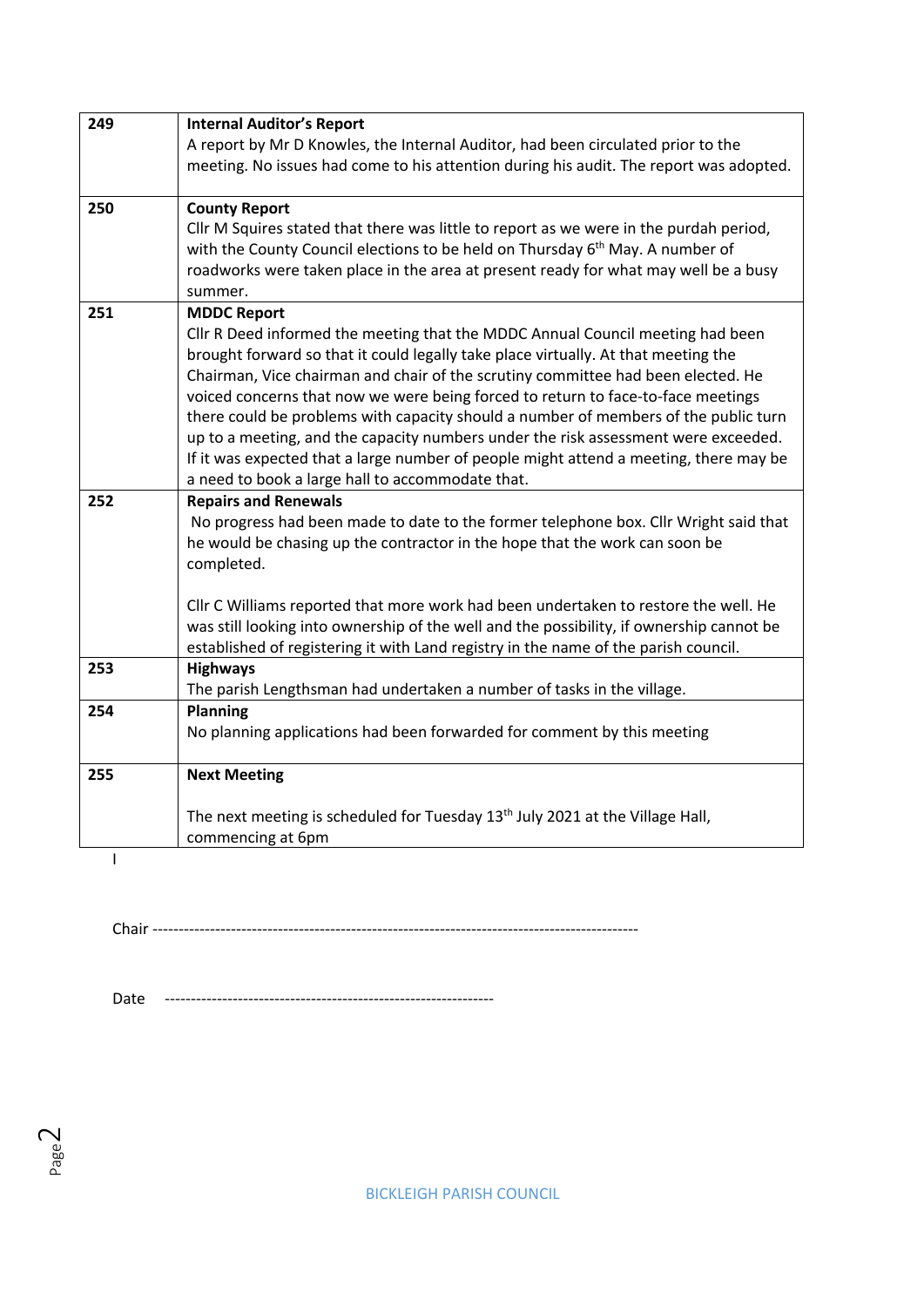| | |
|---|---|
| 249 | **Internal Auditor's Report**<br>A report by Mr D Knowles, the Internal Auditor, had been circulated prior to the meeting. No issues had come to his attention during his audit. The report was adopted. |
| 250 | **County Report**<br>Cllr M Squires stated that there was little to report as we were in the purdah period, with the County Council elections to be held on Thursday 6th May. A number of roadworks were taken place in the area at present ready for what may well be a busy summer. |
| 251 | **MDDC Report**<br>Cllr R Deed informed the meeting that the MDDC Annual Council meeting had been brought forward so that it could legally take place virtually. At that meeting the Chairman, Vice chairman and chair of the scrutiny committee had been elected. He voiced concerns that now we were being forced to return to face-to-face meetings there could be problems with capacity should a number of members of the public turn up to a meeting, and the capacity numbers under the risk assessment were exceeded. If it was expected that a large number of people might attend a meeting, there may be a need to book a large hall to accommodate that. |
| 252 | **Repairs and Renewals**<br>No progress had been made to date to the former telephone box. Cllr Wright said that he would be chasing up the contractor in the hope that the work can soon be completed.<br><br>Cllr C Williams reported that more work had been undertaken to restore the well. He was still looking into ownership of the well and the possibility, if ownership cannot be established of registering it with Land registry in the name of the parish council. |
| 253 | **Highways**<br>The parish Lengthsman had undertaken a number of tasks in the village. |
| 254 | **Planning**<br>No planning applications had been forwarded for comment by this meeting |
| 255 | **Next Meeting**<br><br>The next meeting is scheduled for Tuesday 13th July 2021 at the Village Hall, commencing at 6pm |

I

Chair ---------------------------------------------------------------------------------------------

Date ----------------------------------------------------------------